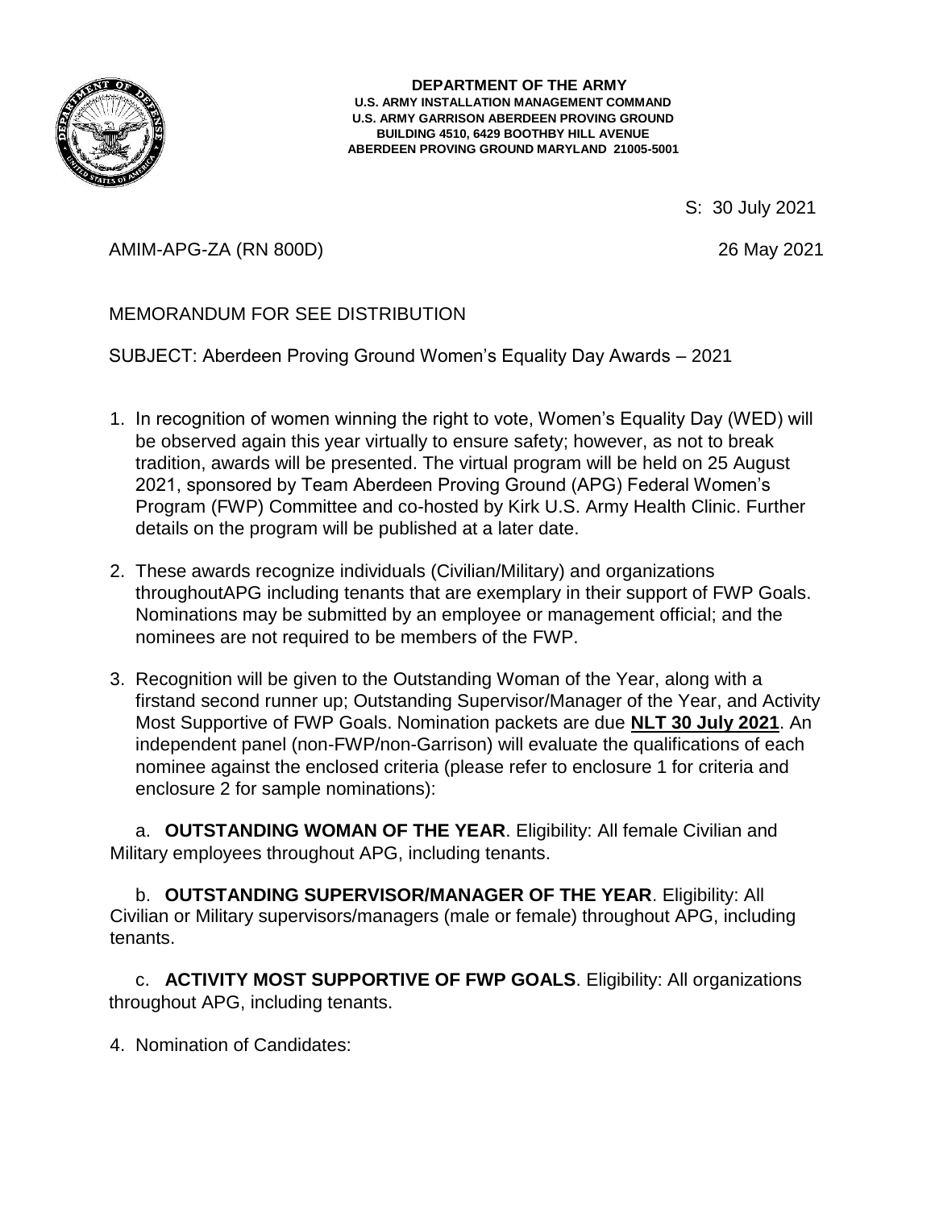**DEPARTMENT OF THE ARMY**
**U.S. ARMY INSTALLATION MANAGEMENT COMMAND**
**U.S. ARMY GARRISON ABERDEEN PROVING GROUND**
**BUILDING 4510, 6429 BOOTHBY HILL AVENUE**
**ABERDEEN PROVING GROUND MARYLAND 21005-5001**

S: 30 July 2021

AMIM-APG-ZA (RN 800D) 26 May 2021

MEMORANDUM FOR SEE DISTRIBUTION

SUBJECT: Aberdeen Proving Ground Women's Equality Day Awards – 2021

1. In recognition of women winning the right to vote, Women's Equality Day (WED) will be observed again this year virtually to ensure safety; however, as not to break tradition, awards will be presented. The virtual program will be held on 25 August 2021, sponsored by Team Aberdeen Proving Ground (APG) Federal Women's Program (FWP) Committee and co-hosted by Kirk U.S. Army Health Clinic. Further details on the program will be published at a later date.

2. These awards recognize individuals (Civilian/Military) and organizations throughoutAPG including tenants that are exemplary in their support of FWP Goals. Nominations may be submitted by an employee or management official; and the nominees are not required to be members of the FWP.

3. Recognition will be given to the Outstanding Woman of the Year, along with a firstand second runner up; Outstanding Supervisor/Manager of the Year, and Activity Most Supportive of FWP Goals. Nomination packets are due **NLT 30 July 2021**. An independent panel (non-FWP/non-Garrison) will evaluate the qualifications of each nominee against the enclosed criteria (please refer to enclosure 1 for criteria and enclosure 2 for sample nominations):

   a. **OUTSTANDING WOMAN OF THE YEAR**. Eligibility: All female Civilian and Military employees throughout APG, including tenants.

   b. **OUTSTANDING SUPERVISOR/MANAGER OF THE YEAR**. Eligibility: All Civilian or Military supervisors/managers (male or female) throughout APG, including tenants.

   c. **ACTIVITY MOST SUPPORTIVE OF FWP GOALS**. Eligibility: All organizations throughout APG, including tenants.

4. Nomination of Candidates: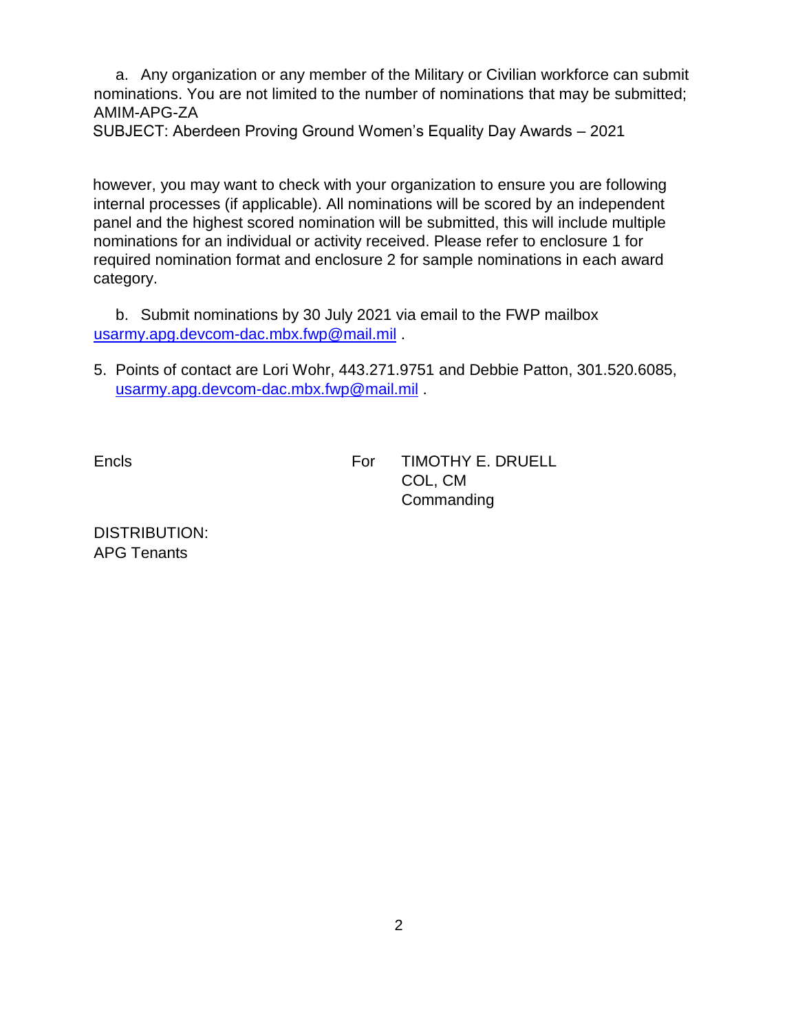a. Any organization or any member of the Military or Civilian workforce can submit nominations. You are not limited to the number of nominations that may be submitted; however, you may want to check with your organization to ensure you are following internal processes (if applicable). All nominations will be scored by an independent panel and the highest scored nomination will be submitted, this will include multiple nominations for an individual or activity received. Please refer to enclosure 1 for required nomination format and enclosure 2 for sample nominations in each award category.

b. Submit nominations by 30 July 2021 via email to the FWP mailbox usarmy.apg.devcom-dac.mbx.fwp@mail.mil .

5. Points of contact are Lori Wohr, 443.271.9751 and Debbie Patton, 301.520.6085, usarmy.apg.devcom-dac.mbx.fwp@mail.mil .

Encls

For TIMOTHY E. DRUELL
COL, CM
Commanding

DISTRIBUTION:
APG Tenants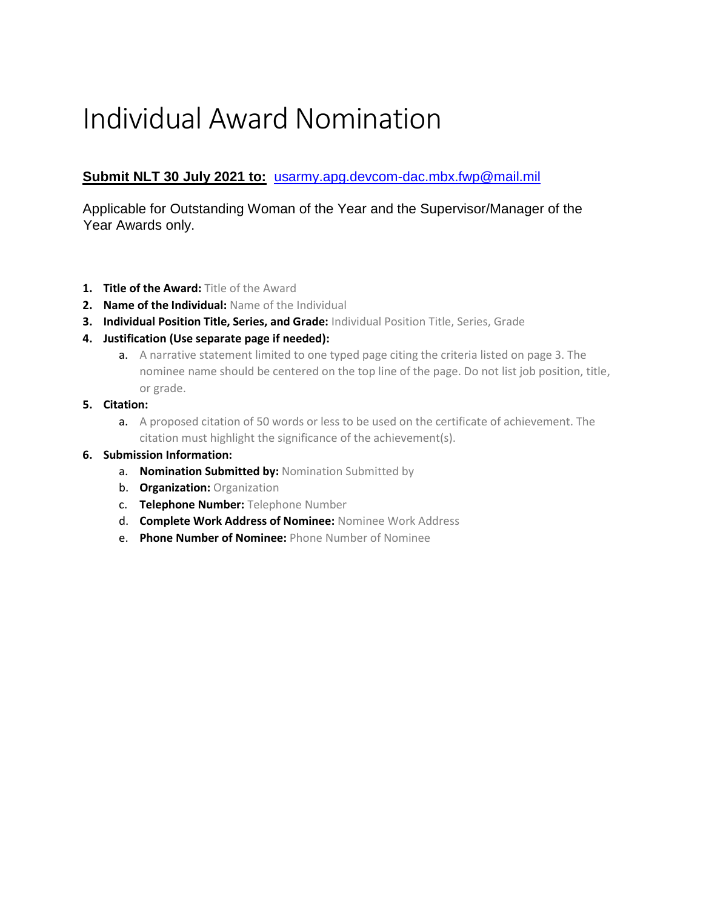# Individual Award Nomination

**Submit NLT 30 July 2021 to:** usarmy.apg.devcom-dac.mbx.fwp@mail.mil

Applicable for Outstanding Woman of the Year and the Supervisor/Manager of the Year Awards only.

1. **Title of the Award:** Title of the Award
2. **Name of the Individual:** Name of the Individual
3. **Individual Position Title, Series, and Grade:** Individual Position Title, Series, Grade
4. **Justification (Use separate page if needed):**
   a. A narrative statement limited to one typed page citing the criteria listed on page 3. The nominee name should be centered on the top line of the page. Do not list job position, title, or grade.
5. **Citation:**
   a. A proposed citation of 50 words or less to be used on the certificate of achievement. The citation must highlight the significance of the achievement(s).
6. **Submission Information:**
   a. **Nomination Submitted by:** Nomination Submitted by
   b. **Organization:** Organization
   c. **Telephone Number:** Telephone Number
   d. **Complete Work Address of Nominee:** Nominee Work Address
   e. **Phone Number of Nominee:** Phone Number of Nominee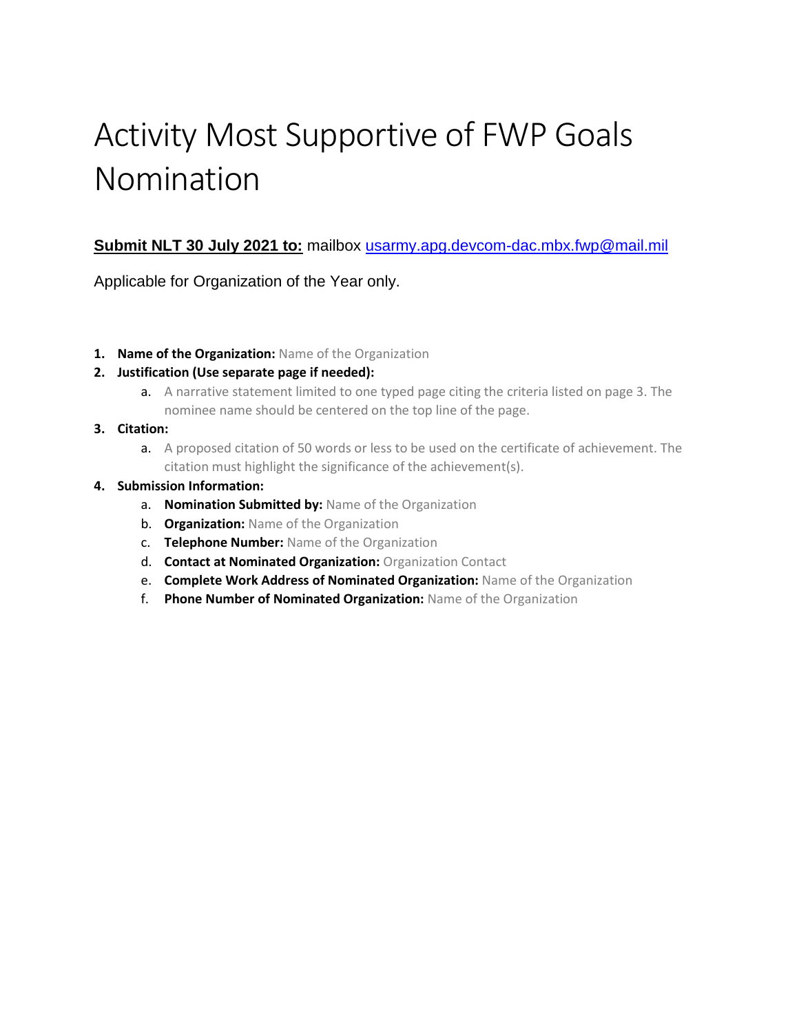# Activity Most Supportive of FWP Goals Nomination

**Submit NLT 30 July 2021 to:** mailbox usarmy.apg.devcom-dac.mbx.fwp@mail.mil

Applicable for Organization of the Year only.

1. **Name of the Organization:** Name of the Organization
2. **Justification (Use separate page if needed):**
   a. A narrative statement limited to one typed page citing the criteria listed on page 3. The nominee name should be centered on the top line of the page.
3. **Citation:**
   a. A proposed citation of 50 words or less to be used on the certificate of achievement. The citation must highlight the significance of the achievement(s).
4. **Submission Information:**
   a. **Nomination Submitted by:** Name of the Organization
   b. **Organization:** Name of the Organization
   c. **Telephone Number:** Name of the Organization
   d. **Contact at Nominated Organization:** Organization Contact
   e. **Complete Work Address of Nominated Organization:** Name of the Organization
   f. **Phone Number of Nominated Organization:** Name of the Organization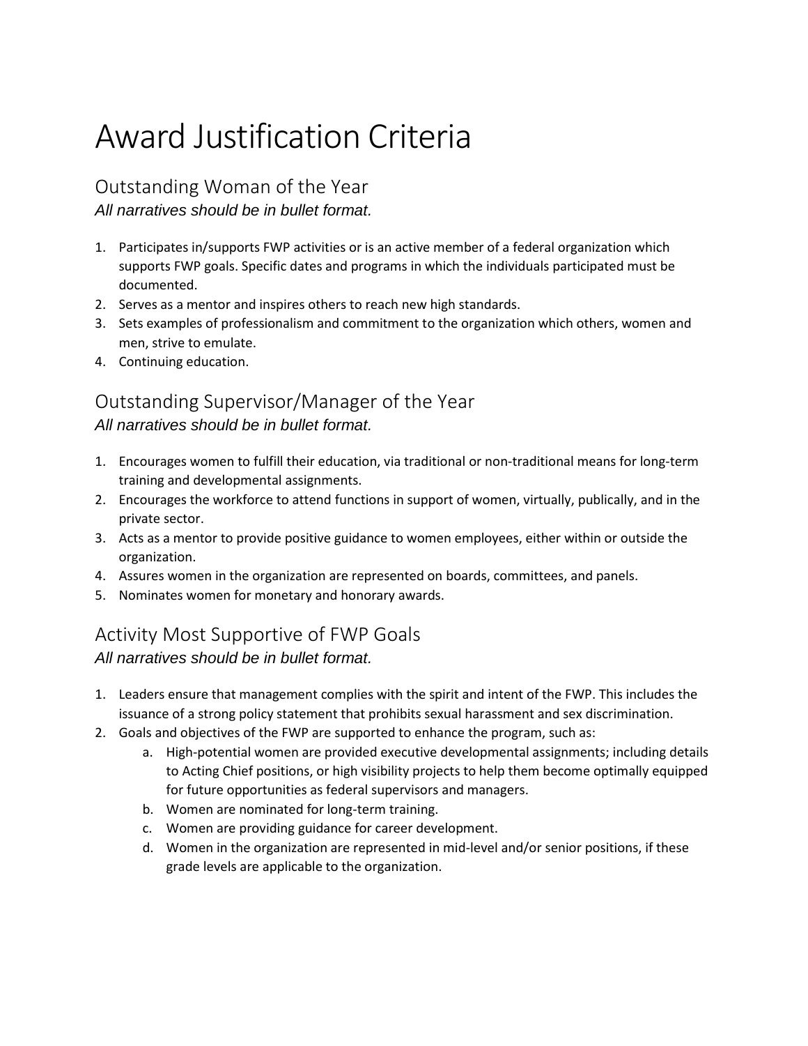# Award Justification Criteria

## Outstanding Woman of the Year

*All narratives should be in bullet format.*

1. Participates in/supports FWP activities or is an active member of a federal organization which supports FWP goals. Specific dates and programs in which the individuals participated must be documented.
2. Serves as a mentor and inspires others to reach new high standards.
3. Sets examples of professionalism and commitment to the organization which others, women and men, strive to emulate.
4. Continuing education.

## Outstanding Supervisor/Manager of the Year

*All narratives should be in bullet format.*

1. Encourages women to fulfill their education, via traditional or non-traditional means for long-term training and developmental assignments.
2. Encourages the workforce to attend functions in support of women, virtually, publically, and in the private sector.
3. Acts as a mentor to provide positive guidance to women employees, either within or outside the organization.
4. Assures women in the organization are represented on boards, committees, and panels.
5. Nominates women for monetary and honorary awards.

## Activity Most Supportive of FWP Goals

*All narratives should be in bullet format.*

1. Leaders ensure that management complies with the spirit and intent of the FWP. This includes the issuance of a strong policy statement that prohibits sexual harassment and sex discrimination.
2. Goals and objectives of the FWP are supported to enhance the program, such as:
    a. High-potential women are provided executive developmental assignments; including details to Acting Chief positions, or high visibility projects to help them become optimally equipped for future opportunities as federal supervisors and managers.
    b. Women are nominated for long-term training.
    c. Women are providing guidance for career development.
    d. Women in the organization are represented in mid-level and/or senior positions, if these grade levels are applicable to the organization.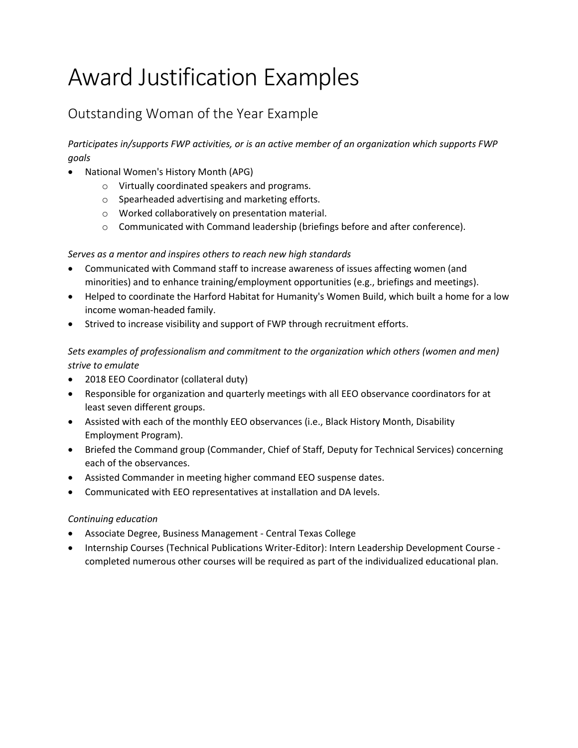# Award Justification Examples

## Outstanding Woman of the Year Example

*Participates in/supports FWP activities, or is an active member of an organization which supports FWP goals*

- National Women's History Month (APG)
    - Virtually coordinated speakers and programs.
    - Spearheaded advertising and marketing efforts.
    - Worked collaboratively on presentation material.
    - Communicated with Command leadership (briefings before and after conference).

*Serves as a mentor and inspires others to reach new high standards*

- Communicated with Command staff to increase awareness of issues affecting women (and minorities) and to enhance training/employment opportunities (e.g., briefings and meetings).
- Helped to coordinate the Harford Habitat for Humanity's Women Build, which built a home for a low income woman-headed family.
- Strived to increase visibility and support of FWP through recruitment efforts.

*Sets examples of professionalism and commitment to the organization which others (women and men) strive to emulate*

- 2018 EEO Coordinator (collateral duty)
- Responsible for organization and quarterly meetings with all EEO observance coordinators for at least seven different groups.
- Assisted with each of the monthly EEO observances (i.e., Black History Month, Disability Employment Program).
- Briefed the Command group (Commander, Chief of Staff, Deputy for Technical Services) concerning each of the observances.
- Assisted Commander in meeting higher command EEO suspense dates.
- Communicated with EEO representatives at installation and DA levels.

*Continuing education*

- Associate Degree, Business Management - Central Texas College
- Internship Courses (Technical Publications Writer-Editor): Intern Leadership Development Course - completed numerous other courses will be required as part of the individualized educational plan.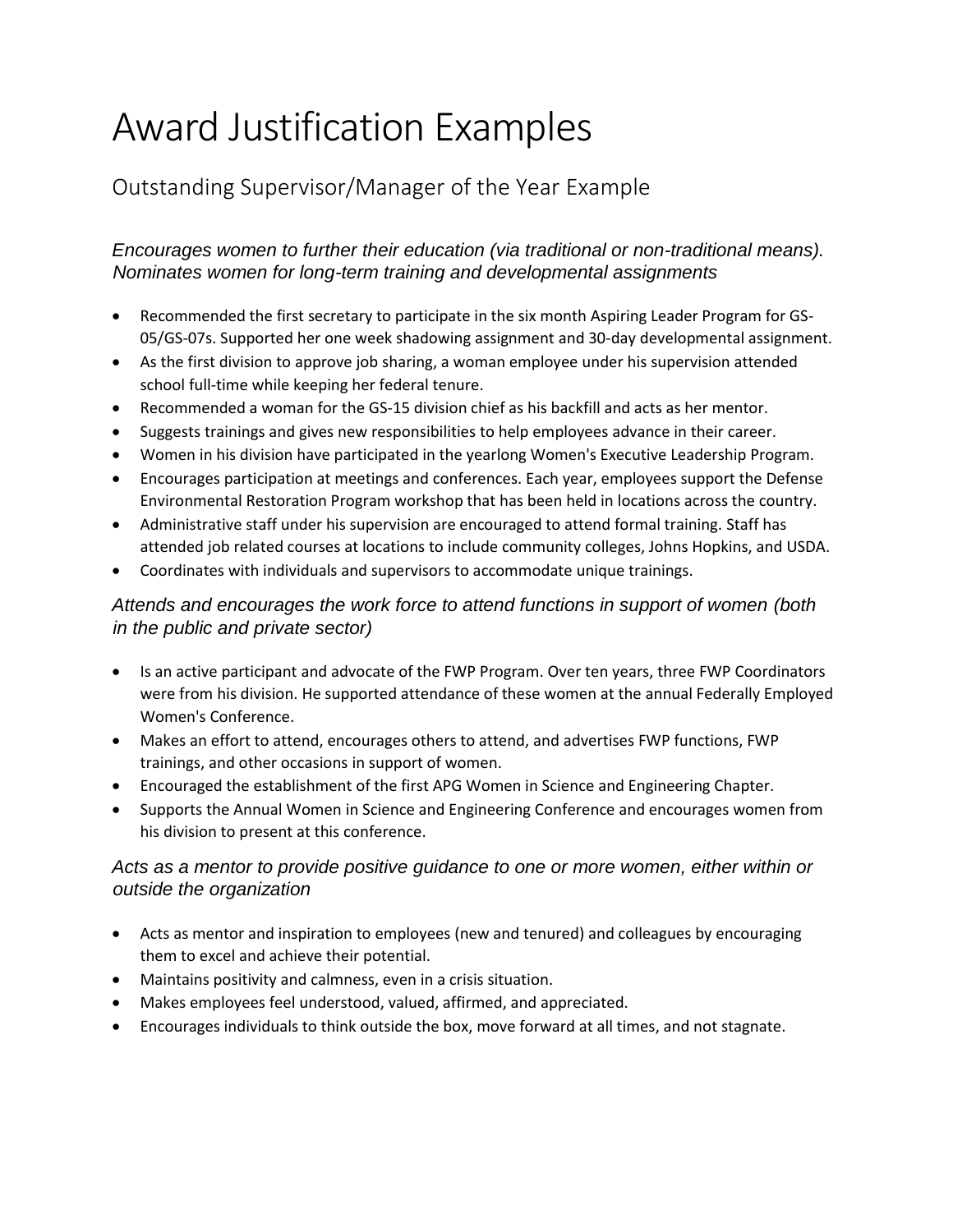# Award Justification Examples

## Outstanding Supervisor/Manager of the Year Example

### *Encourages women to further their education (via traditional or non-traditional means). Nominates women for long-term training and developmental assignments*

- Recommended the first secretary to participate in the six month Aspiring Leader Program for GS-05/GS-07s. Supported her one week shadowing assignment and 30-day developmental assignment.
- As the first division to approve job sharing, a woman employee under his supervision attended school full-time while keeping her federal tenure.
- Recommended a woman for the GS-15 division chief as his backfill and acts as her mentor.
- Suggests trainings and gives new responsibilities to help employees advance in their career.
- Women in his division have participated in the yearlong Women's Executive Leadership Program.
- Encourages participation at meetings and conferences. Each year, employees support the Defense Environmental Restoration Program workshop that has been held in locations across the country.
- Administrative staff under his supervision are encouraged to attend formal training. Staff has attended job related courses at locations to include community colleges, Johns Hopkins, and USDA.
- Coordinates with individuals and supervisors to accommodate unique trainings.

### *Attends and encourages the work force to attend functions in support of women (both in the public and private sector)*

- Is an active participant and advocate of the FWP Program. Over ten years, three FWP Coordinators were from his division. He supported attendance of these women at the annual Federally Employed Women's Conference.
- Makes an effort to attend, encourages others to attend, and advertises FWP functions, FWP trainings, and other occasions in support of women.
- Encouraged the establishment of the first APG Women in Science and Engineering Chapter.
- Supports the Annual Women in Science and Engineering Conference and encourages women from his division to present at this conference.

### *Acts as a mentor to provide positive guidance to one or more women, either within or outside the organization*

- Acts as mentor and inspiration to employees (new and tenured) and colleagues by encouraging them to excel and achieve their potential.
- Maintains positivity and calmness, even in a crisis situation.
- Makes employees feel understood, valued, affirmed, and appreciated.
- Encourages individuals to think outside the box, move forward at all times, and not stagnate.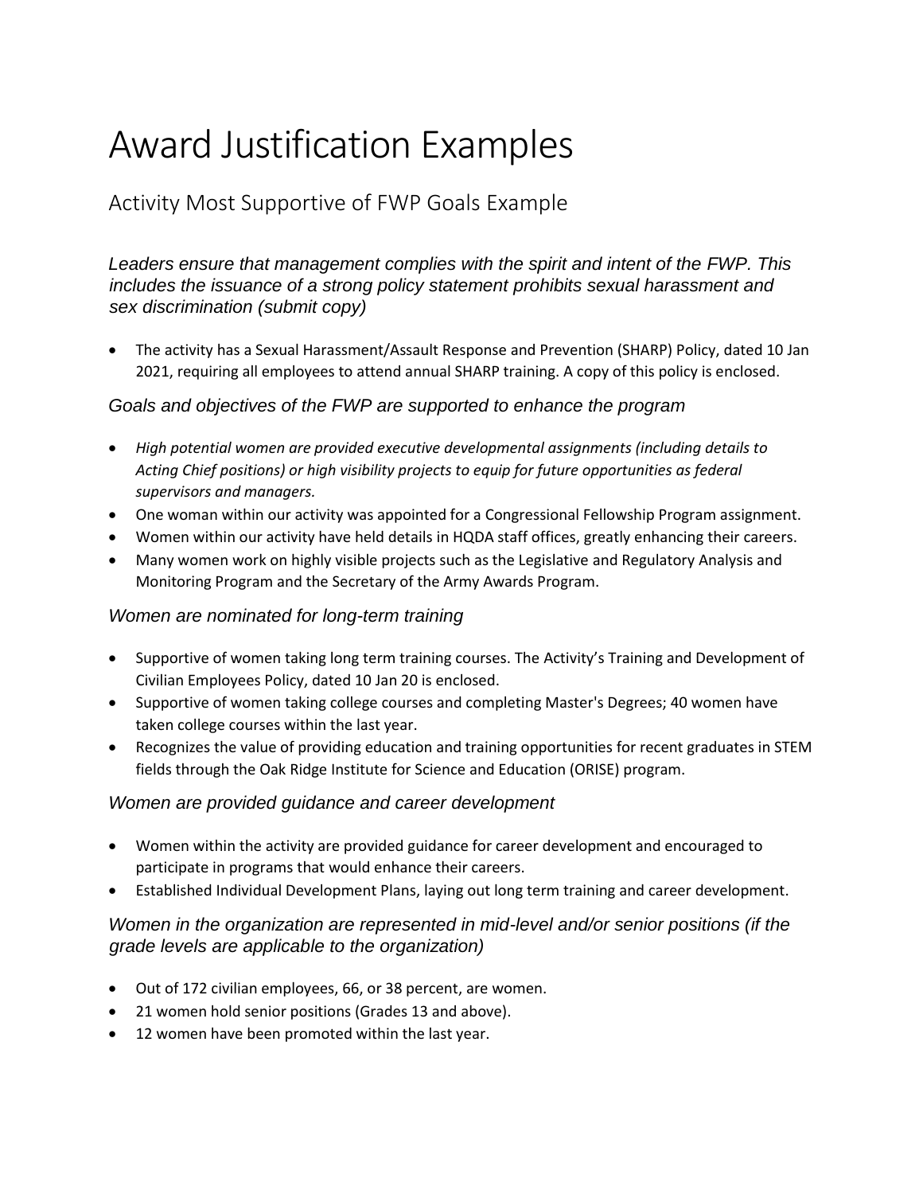# Award Justification Examples

## Activity Most Supportive of FWP Goals Example

### *Leaders ensure that management complies with the spirit and intent of the FWP. This includes the issuance of a strong policy statement prohibits sexual harassment and sex discrimination (submit copy)*

- The activity has a Sexual Harassment/Assault Response and Prevention (SHARP) Policy, dated 10 Jan 2021, requiring all employees to attend annual SHARP training. A copy of this policy is enclosed.

### *Goals and objectives of the FWP are supported to enhance the program*

- *High potential women are provided executive developmental assignments (including details to Acting Chief positions) or high visibility projects to equip for future opportunities as federal supervisors and managers.*
- One woman within our activity was appointed for a Congressional Fellowship Program assignment.
- Women within our activity have held details in HQDA staff offices, greatly enhancing their careers.
- Many women work on highly visible projects such as the Legislative and Regulatory Analysis and Monitoring Program and the Secretary of the Army Awards Program.

### *Women are nominated for long-term training*

- Supportive of women taking long term training courses. The Activity's Training and Development of Civilian Employees Policy, dated 10 Jan 20 is enclosed.
- Supportive of women taking college courses and completing Master's Degrees; 40 women have taken college courses within the last year.
- Recognizes the value of providing education and training opportunities for recent graduates in STEM fields through the Oak Ridge Institute for Science and Education (ORISE) program.

### *Women are provided guidance and career development*

- Women within the activity are provided guidance for career development and encouraged to participate in programs that would enhance their careers.
- Established Individual Development Plans, laying out long term training and career development.

### *Women in the organization are represented in mid-level and/or senior positions (if the grade levels are applicable to the organization)*

- Out of 172 civilian employees, 66, or 38 percent, are women.
- 21 women hold senior positions (Grades 13 and above).
- 12 women have been promoted within the last year.